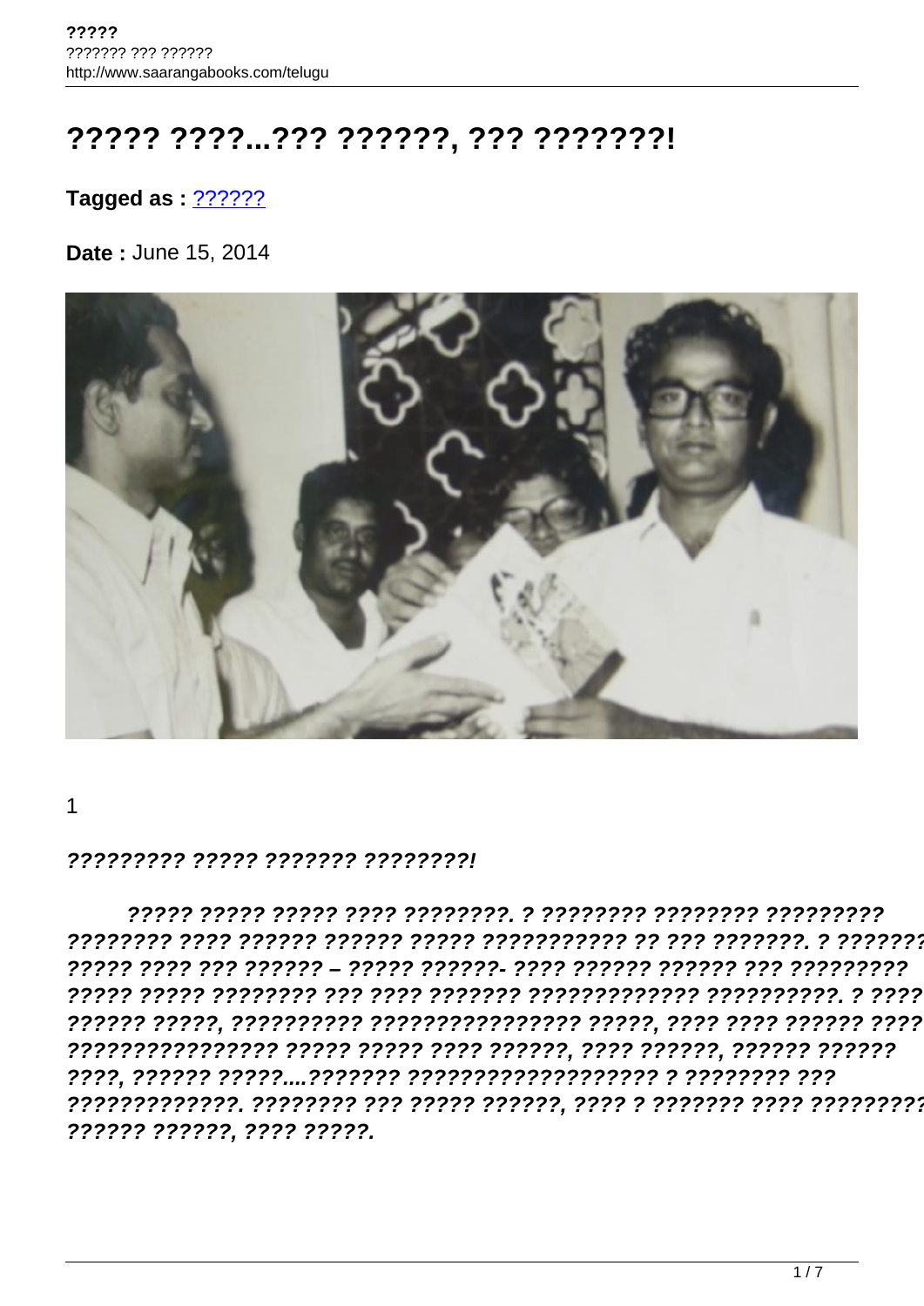# ????? ????...??? ??????, ??? ???????!

**Tagged as :** ??????

**Date :** June 15, 2014

1

***????????? ????? ??????? ????????!***

***????? ????? ????? ???? ????????. ? ???????? ???????? ????????? ???????? ???? ?????? ?????? ????? ??????????? ?? ??? ???????. ? ??????? ????? ???? ??? ?????? – ????? ??????- ???? ?????? ?????? ??? ????????? ????? ????? ???????? ??? ???? ??????? ????????????? ??????????. ? ???? ?????? ?????, ?????????? ??????????????? ?????, ???? ???? ?????? ???? ???????????????? ????? ????? ???? ??????, ???? ??????, ?????? ?????? ????, ?????? ?????....??????? ?????????????????? ? ???????? ??? ?????????????. ???????? ??? ????? ??????, ???? ? ??????? ???? ????????? ?????? ??????, ???? ?????.***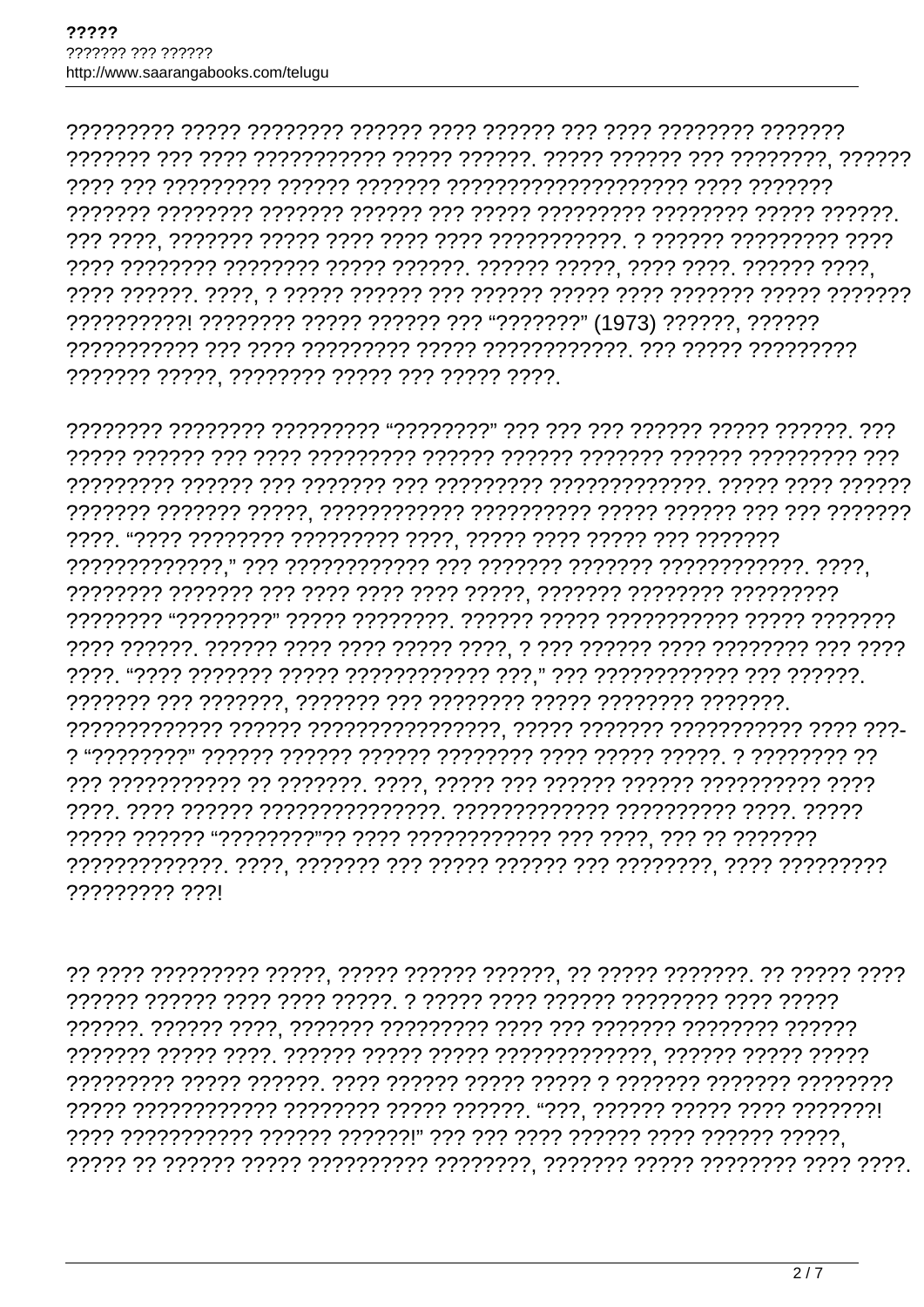????????? ????? ???????? ?????? ???? ?????? ??? ???? ???????? ??????? ??????? ??? ???? ?????????? ????? ??????. ????? ?????? ??? ????????, ?????? ???? ??? ????????? ?????? ??????? ??????????????????? ???? ??????? ??????? ???????? ??????? ?????? ??? ????? ????????? ???????? ????? ??????. ??? ????, ??????? ????? ???? ???? ???? ???????????. ? ?????? ????????? ???? ???? ???????? ???????? ????? ??????. ?????? ?????, ???? ????. ?????? ????, ???? ??????. ????, ? ????? ?????? ??? ?????? ????? ???? ??????? ????? ??????? ??????????! ???????? ????? ?????? ??? “???????” (1973) ??????, ?????? ??????????? ??? ???? ????????? ????? ????????????. ??? ????? ????????? ??????? ?????, ???????? ????? ??? ????? ????.

???????? ???????? ????????? “????????” ??? ??? ??? ?????? ????? ??????. ??? ????? ?????? ??? ???? ????????? ?????? ?????? ??????? ?????? ????????? ??? ????????? ?????? ??? ??????? ??? ????????? ?????????????. ????? ???? ?????? ??????? ??????? ?????, ??????????? ?????????? ????? ?????? ??? ??? ??????? ????. “???? ???????? ????????? ????, ????? ???? ????? ??? ??????? ?????????????,” ??? ???????????? ??? ??????? ??????? ????????????. ????, ???????? ??????? ??? ???? ???? ???? ?????, ??????? ???????? ????????? ???????? “????????” ????? ????????. ?????? ????? ?????????? ????? ??????? ???? ??????. ?????? ???? ???? ????? ????, ? ??? ?????? ???? ???????? ??? ???? ????. “???? ??????? ????? ???????????? ???,” ??? ???????????? ??? ??????. ??????? ??? ???????, ??????? ??? ???????? ????? ???????? ???????. ????????????? ?????? ????????????????, ????? ??????? ??????????? ???? ???-? “????????” ?????? ?????? ?????? ???????? ???? ????? ?????. ? ???????? ?? ??? ??????????? ?? ???????. ????, ????? ??? ?????? ?????? ?????????? ???? ????. ???? ?????? ???????????????. ????????????? ?????????? ????. ????? ????? ?????? “????????”?? ???? ??????????? ??? ????, ??? ?? ??????? ?????????????. ????, ??????? ??? ????? ?????? ??? ????????, ???? ????????? ????????? ???!

?? ???? ????????? ?????, ????? ?????? ??????, ?? ????? ???????. ?? ????? ???? ?????? ?????? ???? ???? ?????. ? ????? ???? ?????? ???????? ???? ????? ??????. ?????? ????, ??????? ????????? ???? ??? ??????? ???????? ?????? ??????? ????? ????. ?????? ????? ????? ?????????????, ?????? ????? ????? ????????? ????? ??????. ???? ?????? ????? ????? ? ??????? ??????? ???????? ????? ??????????? ???????? ????? ??????. “???, ?????? ????? ???? ???????! ???? ??????????? ?????? ??????!” ??? ??? ???? ?????? ???? ?????? ?????, ????? ?? ?????? ????? ?????????? ????????, ??????? ????? ???????? ???? ????.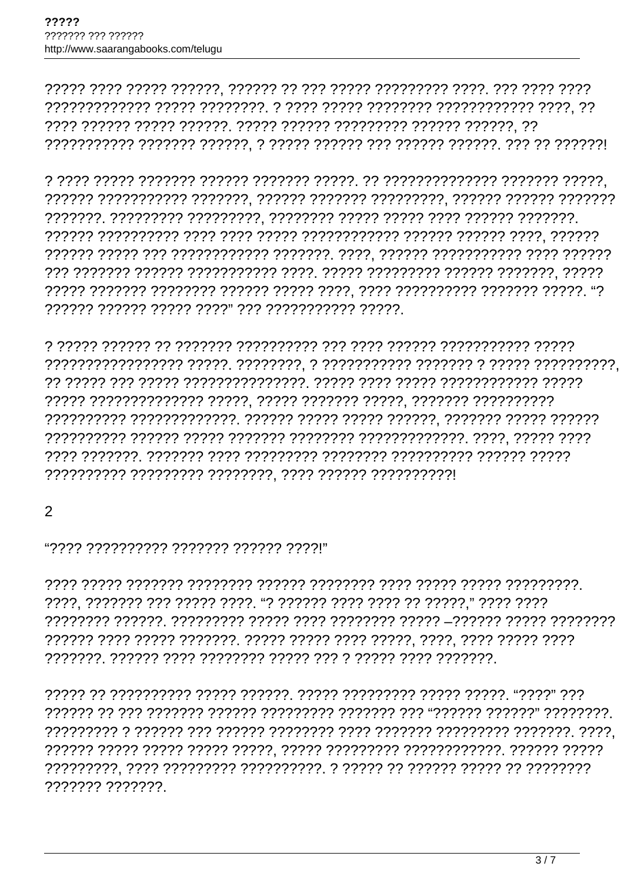????? ???? ????? ??????, ?????? ?? ??? ????? ????????? ????. ??? ???? ???? ????????????? ????? ????????. ? ???? ????? ???????? ???????????? ????, ?? ???? ?????? ????? ??????. ????? ?????? ????????? ?????? ??????, ?? ??????????? ??????? ??????, ? ????? ?????? ??? ?????? ??????. ??? ?? ??????!

? ???? ????? ??????? ?????? ??????? ?????. ?? ?????????????? ??????? ?????, ?????? ??????????? ???????, ?????? ??????? ?????????, ?????? ?????? ??????? ???????. ????????? ?????????, ???????? ????? ????? ???? ?????? ???????. ?????? ?????????? ???? ???? ????? ???????????? ?????? ?????? ????, ?????? ?????? ????? ??? ???????????? ???????. ????, ?????? ??????????? ???? ?????? ??? ??????? ?????? ??????????? ????. ????? ????????? ?????? ???????, ????? ????? ??????? ???????? ?????? ????? ????, ???? ?????????? ??????? ?????. "? ?????? ?????? ????? ????" ??? ??????????? ?????.

? ????? ?????? ?? ??????? ?????????? ??? ???? ?????? ??????????? ????? ????????????????? ?????. ????????, ? ??????????? ??????? ? ????? ??????????, ?? ????? ??? ????? ???????????????. ????? ???? ????? ???????????? ????? ????? ?????????????? ?????, ????? ??????? ?????, ??????? ?????????? ?????????? ?????????????. ?????? ????? ????? ??????, ??????? ????? ?????? ?????????? ?????? ????? ??????? ???????? ?????????????. ????, ????? ???? ???? ???????. ??????? ???? ????????? ???????? ?????????? ?????? ????? ?????????? ????????? ????????, ???? ?????? ??????????!

## 2

"???? ?????????? ??????? ?????? ????!"

???? ????? ??????? ???????? ?????? ???????? ???? ????? ????? ?????????. ????, ??????? ??? ????? ????. "? ?????? ???? ???? ?? ?????," ???? ???? ???????? ??????. ????????? ????? ???? ???????? ????? –?????? ????? ???????? ?????? ???? ????? ???????. ????? ????? ???? ?????, ????, ???? ????? ???? ???????. ?????? ???? ???????? ????? ??? ? ????? ???? ???????.

????? ?? ?????????? ????? ??????. ????? ????????? ????? ?????. "????" ??? ?????? ?? ??? ??????? ?????? ????????? ??????? ??? "?????? ??????" ????????. ????????? ? ?????? ??? ?????? ???????? ???? ??????? ????????? ???????. ????, ?????? ????? ????? ????? ?????, ????? ????????? ????????????. ?????? ????? ?????????, ???? ????????? ??????????. ? ????? ?? ?????? ????? ?? ???????? ??????? ???????.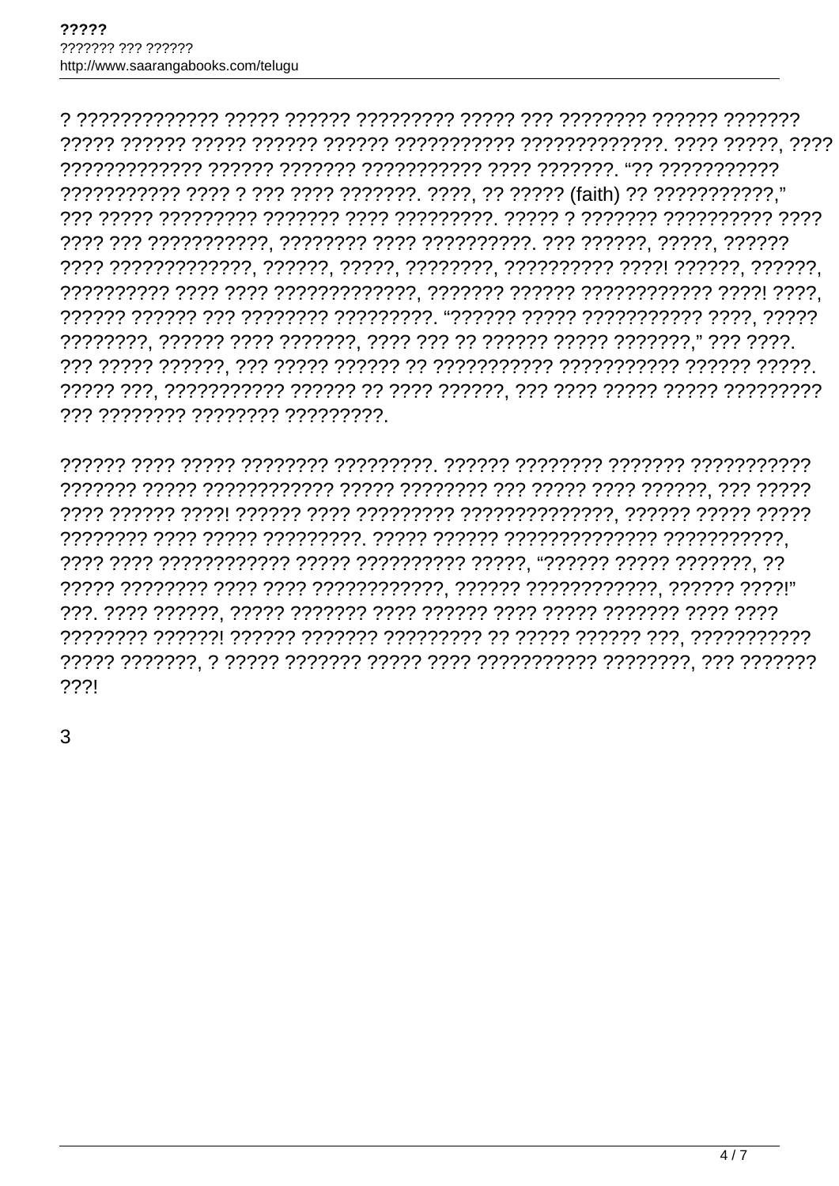? ????????????? ????? ?????? ????????? ????? ??? ???????? ?????? ??????? ????? ?????? ????? ?????? ?????? ??????????? ?????????????. ???? ?????, ???? ????????????? ?????? ??????? ??????????? ???? ???????. “?? ??????????? ??????????? ???? ? ??? ???? ???????. ????, ?? ????? (faith) ?? ???????????,” ??? ????? ????????? ??????? ???? ?????????. ????? ? ??????? ?????????? ???? ???? ??? ???????????, ???????? ???? ??????????. ??? ??????, ?????, ?????? ???? ?????????????, ??????, ?????, ????????, ?????????? ????! ??????, ??????, ?????????? ???? ???? ?????????????, ??????? ?????? ???????????? ????! ????, ?????? ?????? ??? ???????? ?????????. “?????? ????? ??????????? ????, ????? ????????, ?????? ???? ???????, ???? ??? ?? ?????? ????? ???????,” ??? ????. ??? ????? ??????, ??? ????? ?????? ?? ??????????? ??????????? ?????? ?????. ????? ???, ??????????? ?????? ?? ???? ??????, ??? ???? ????? ????? ????????? ??? ???????? ???????? ?????????.

?????? ???? ????? ???????? ?????????. ?????? ???????? ??????? ??????????? ??????? ????? ???????????? ????? ???????? ??? ????? ???? ??????, ??? ????? ???? ?????? ????! ?????? ???? ????????? ??????????????, ?????? ????? ????? ???????? ???? ????? ?????????. ????? ?????? ?????????????? ???????????, ???? ???? ???????????? ????? ?????????? ?????, “?????? ????? ???????, ?? ????? ???????? ???? ???? ????????????, ?????? ????????????, ?????? ????!” ???. ???? ??????, ????? ??????? ???? ?????? ???? ????? ??????? ???? ???? ???????? ??????! ?????? ??????? ????????? ?? ????? ?????? ???, ??????????? ????? ???????, ? ????? ??????? ????? ???? ??????????? ????????, ??? ??????? ???!

3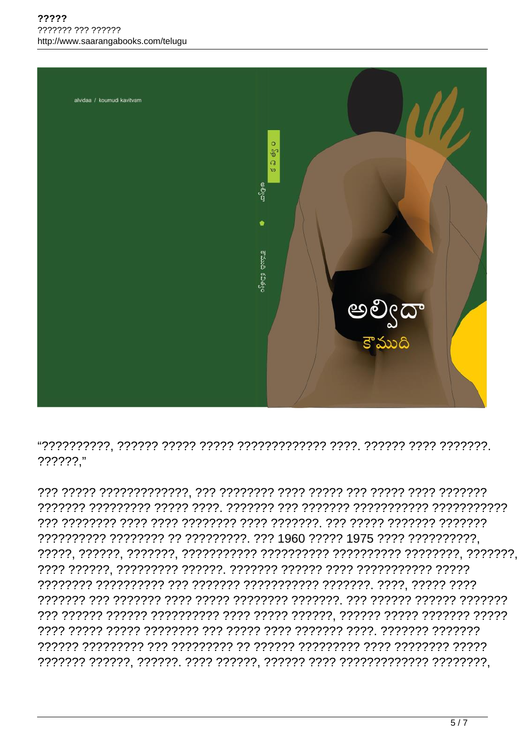alvidaa / koumudi kavitvam

అల్విదా

కౌముది

“??????????, ?????? ????? ????? ????????????? ????. ?????? ???? ???????. ??????,”

??? ????? ?????????????, ??? ???????? ???? ????? ??? ????? ???? ??????? ??????? ????????? ????? ????. ??????? ??? ??????? ??????????? ??????????? ??? ???????? ???? ???? ???????? ???? ???????. ??? ????? ??????? ??????? ?????????? ???????? ?? ?????????. ??? 1960 ????? 1975 ???? ??????????, ?????, ??????, ???????, ??????????? ?????????? ?????????? ????????, ???????, ???? ??????, ????????? ??????. ??????? ?????? ???? ??????????? ????? ???????? ?????????? ??? ??????? ??????????? ???????. ????, ????? ???? ??????? ??? ??????? ???? ????? ???????? ???????. ??? ?????? ?????? ??????? ??? ?????? ?????? ?????????? ???? ????? ??????, ?????? ????? ??????? ????? ???? ????? ????? ???????? ??? ????? ???? ??????? ????. ??????? ??????? ?????? ????????? ??? ????????? ?? ?????? ????????? ???? ???????? ????? ??????? ??????, ??????. ???? ??????, ?????? ???? ????????????? ????????,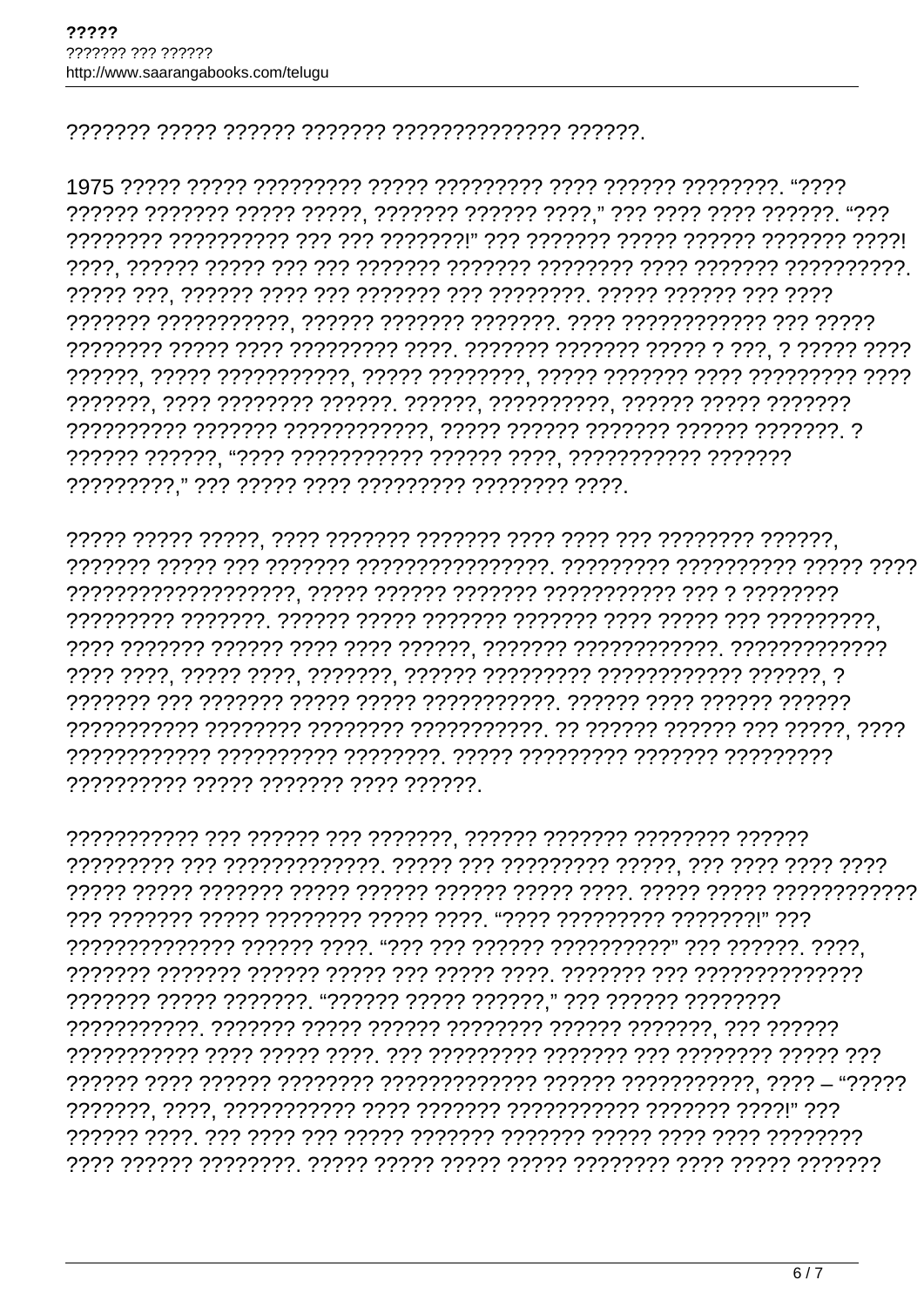??????? ????? ?????? ??????? ?????????????? ??????.

1975 ????? ????? ????????? ????? ????????? ???? ?????? ????????. “???? ?????? ??????? ????? ?????, ??????? ?????? ????,” ??? ???? ???? ??????. “??? ???????? ?????????? ??? ??? ???????!” ??? ??????? ????? ?????? ??????? ????! ????, ?????? ????? ??? ??? ??????? ??????? ???????? ???? ??????? ??????????. ????? ???, ?????? ???? ??? ??????? ??? ?????????. ????? ?????? ??? ???? ??????? ???????????, ?????? ??????? ???????. ???? ???????????? ??? ????? ???????? ????? ???? ????????? ????. ??????? ??????? ????? ? ???, ? ????? ???? ??????, ????? ???????????, ????? ????????, ????? ??????? ???? ????????? ???? ???????, ???? ???????? ??????. ??????, ??????????, ?????? ????? ??????? ?????????? ??????? ????????????, ????? ?????? ??????? ?????? ???????. ? ?????? ??????, “???? ??????????? ?????? ????, ??????????? ??????? ?????????,” ??? ????? ???? ????????? ???????? ????.

????? ????? ?????, ???? ??????? ??????? ???? ???? ??? ???????? ??????, ??????? ????? ??? ??????? ????????????????. ????????? ?????????? ????? ???? ???????????????????, ????? ?????? ??????? ??????????? ??? ? ???????? ????????? ???????. ?????? ????? ??????? ??????? ???? ????? ??? ?????????, ???? ??????? ?????? ???? ???? ??????, ??????? ????????????. ????????????? ???? ????, ????? ????, ???????, ?????? ????????? ???????????? ??????, ? ??????? ??? ??????? ????? ????? ???????????. ?????? ???? ?????? ?????? ??????????? ???????? ???????? ???????????. ?? ?????? ?????? ??? ?????, ???? ???????????? ?????????? ????????. ????? ????????? ??????? ????????? ?????????? ????? ??????? ???? ??????.

??????????? ??? ?????? ??? ???????, ?????? ??????? ???????? ?????? ????????? ??? ?????????????. ????? ??? ????????? ?????, ??? ???? ???? ???? ????? ????? ??????? ????? ?????? ?????? ????? ????. ????? ????? ??????????? ??? ??????? ????? ???????? ????? ????. “???? ????????? ???????!” ??? ?????????????? ?????? ????. “??? ??? ?????? ??????????” ??? ??????. ????, ??????? ??????? ?????? ????? ??? ????? ????. ??????? ??? ?????????????? ??????? ????? ???????. “?????? ????? ??????,” ??? ?????? ???????? ???????????. ??????? ????? ?????? ???????? ?????? ???????, ??? ?????? ??????????? ???? ????? ????. ??? ????????? ??????? ??? ???????? ????? ??? ?????? ???? ?????? ???????? ???????????? ?????? ???????????, ???? – “????? ???????, ????, ??????????? ???? ??????? ??????????? ??????? ????!” ??? ?????? ????. ??? ???? ??? ????? ??????? ??????? ????? ???? ???? ???????? ???? ?????? ????????. ????? ????? ????? ????? ???????? ???? ????? ???????